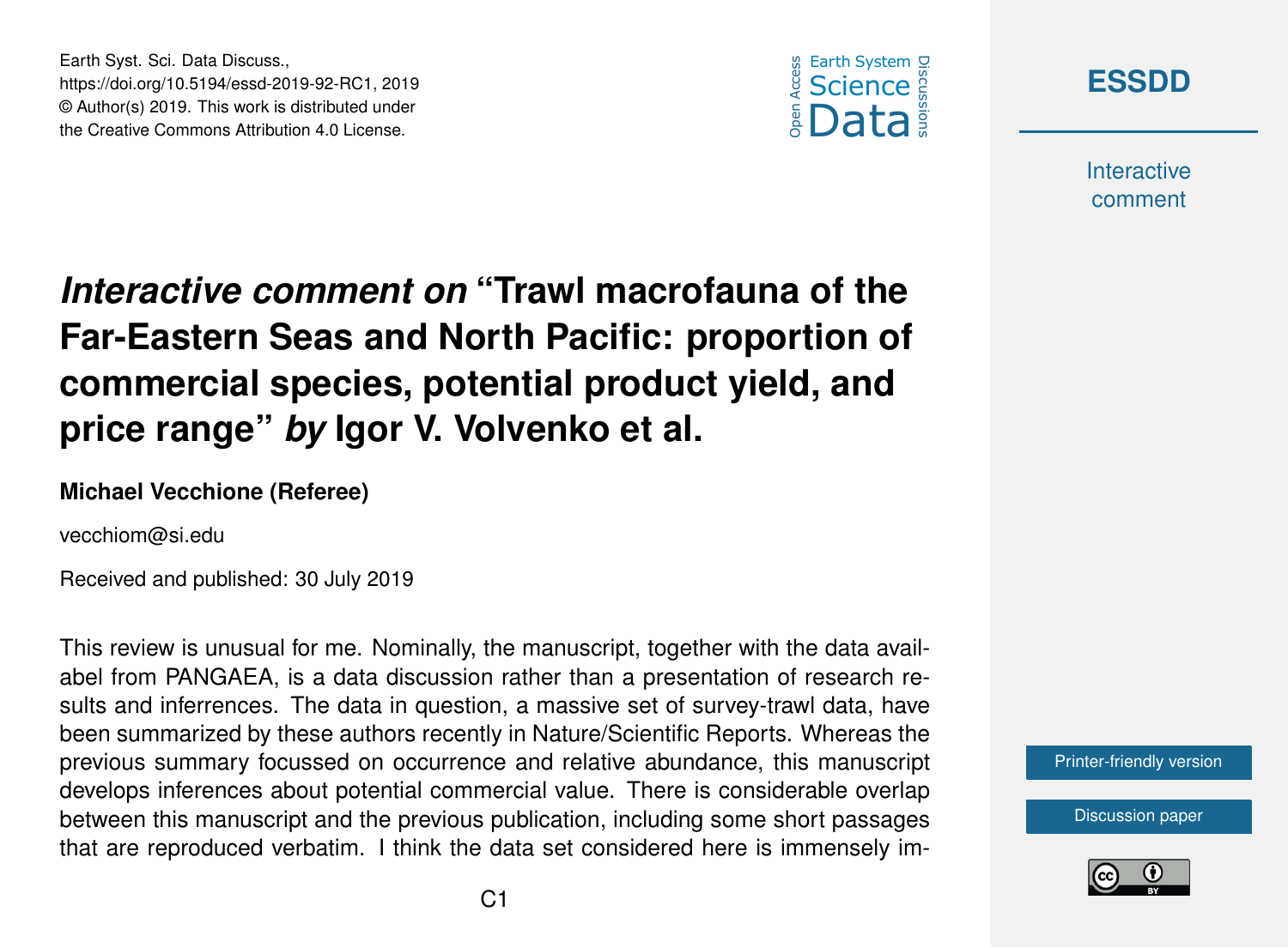Earth Syst. Sci. Data Discuss.,
https://doi.org/10.5194/essd-2019-92-RC1, 2019
© Author(s) 2019. This work is distributed under
the Creative Commons Attribution 4.0 License.

# *Interactive comment on* "Trawl macrofauna of the Far-Eastern Seas and North Pacific: proportion of commercial species, potential product yield, and price range" *by* Igor V. Volvenko et al.

**Michael Vecchione (Referee)**

vecchiom@si.edu

Received and published: 30 July 2019

This review is unusual for me. Nominally, the manuscript, together with the data availabel from PANGAEA, is a data discussion rather than a presentation of research results and inferrences. The data in question, a massive set of survey-trawl data, have been summarized by these authors recently in Nature/Scientific Reports. Whereas the previous summary focussed on occurrence and relative abundance, this manuscript develops inferences about potential commercial value. There is considerable overlap between this manuscript and the previous publication, including some short passages that are reproduced verbatim. I think the data set considered here is immensely im-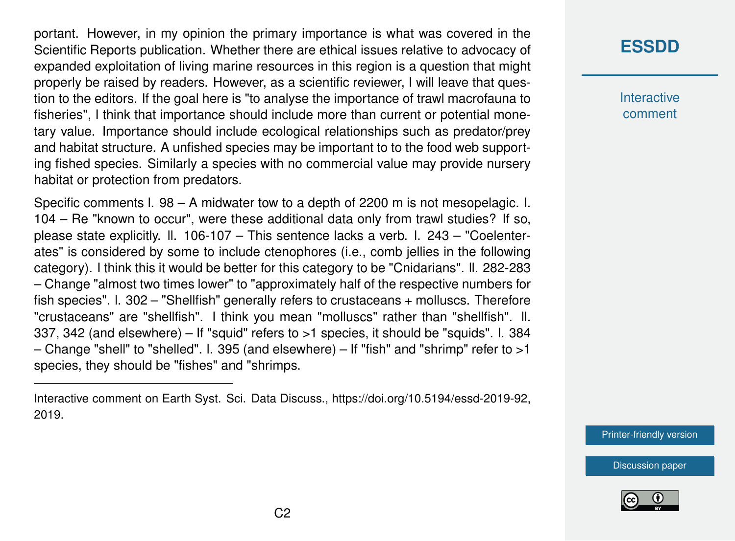portant. However, in my opinion the primary importance is what was covered in the Scientific Reports publication. Whether there are ethical issues relative to advocacy of expanded exploitation of living marine resources in this region is a question that might properly be raised by readers. However, as a scientific reviewer, I will leave that question to the editors. If the goal here is "to analyse the importance of trawl macrofauna to fisheries", I think that importance should include more than current or potential monetary value. Importance should include ecological relationships such as predator/prey and habitat structure. A unfished species may be important to to the food web supporting fished species. Similarly a species with no commercial value may provide nursery habitat or protection from predators.

Specific comments l. 98 – A midwater tow to a depth of 2200 m is not mesopelagic. l. 104 – Re "known to occur", were these additional data only from trawl studies? If so, please state explicitly. ll. 106-107 – This sentence lacks a verb. l. 243 – "Coelenterates" is considered by some to include ctenophores (i.e., comb jellies in the following category). I think this it would be better for this category to be "Cnidarians". ll. 282-283 – Change "almost two times lower" to "approximately half of the respective numbers for fish species". l. 302 – "Shellfish" generally refers to crustaceans + molluscs. Therefore "crustaceans" are "shellfish". I think you mean "molluscs" rather than "shellfish". ll. 337, 342 (and elsewhere) – If "squid" refers to >1 species, it should be "squids". l. 384 – Change "shell" to "shelled". l. 395 (and elsewhere) – If "fish" and "shrimp" refer to >1 species, they should be "fishes" and "shrimps.

---

Interactive comment on Earth Syst. Sci. Data Discuss., https://doi.org/10.5194/essd-2019-92, 2019.